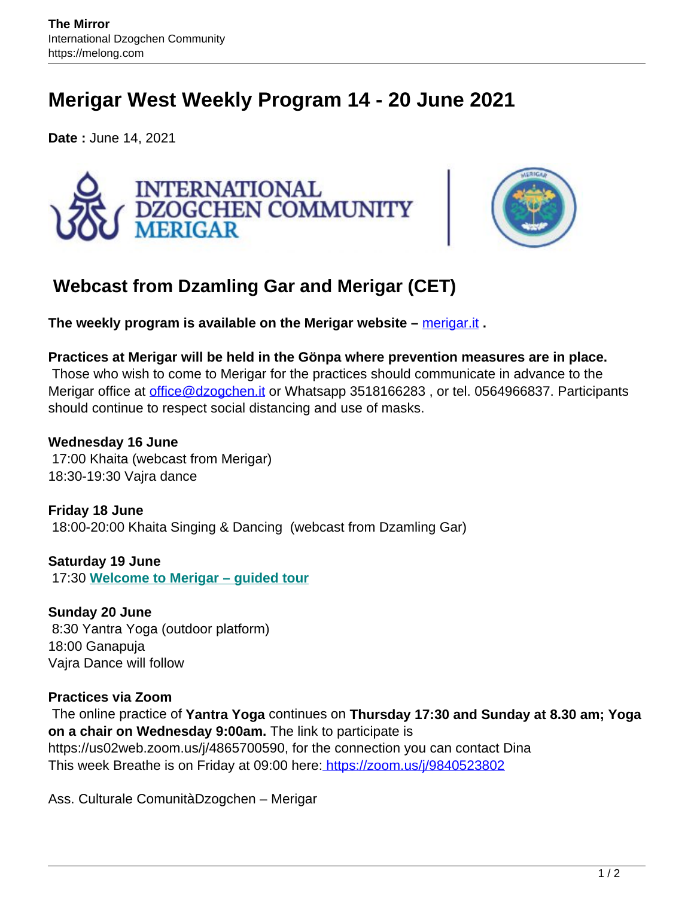# Merigar West Weekly Program 14 - 20 June 2021

**Date :** June 14, 2021

## Webcast from Dzamling Gar and Merigar (CET)

**The weekly program is available on the Merigar website – merigar.it .**

**Practices at Merigar will be held in the Gönpa where prevention measures are in place.**
Those who wish to come to Merigar for the practices should communicate in advance to the Merigar office at office@dzogchen.it or Whatsapp 3518166283 , or tel. 0564966837. Participants should continue to respect social distancing and use of masks.

**Wednesday 16 June**
17:00 Khaita (webcast from Merigar)
18:30-19:30 Vajra dance

**Friday 18 June**
18:00-20:00 Khaita Singing & Dancing (webcast from Dzamling Gar)

**Saturday 19 June**
17:30 **Welcome to Merigar – guided tour**

**Sunday 20 June**
8:30 Yantra Yoga (outdoor platform)
18:00 Ganapuja
Vajra Dance will follow

**Practices via Zoom**
The online practice of **Yantra Yoga** continues on **Thursday 17:30 and Sunday at 8.30 am; Yoga on a chair on Wednesday 9:00am.** The link to participate is https://us02web.zoom.us/j/4865700590, for the connection you can contact Dina
This week Breathe is on Friday at 09:00 here: https://zoom.us/j/9840523802

Ass. Culturale ComunitàDzogchen – Merigar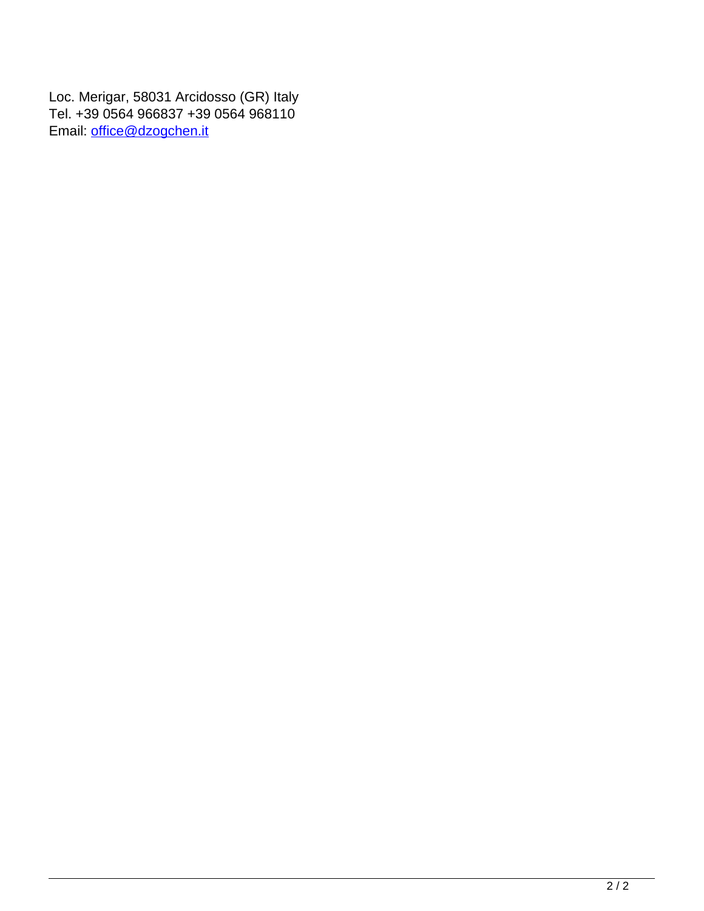Loc. Merigar, 58031 Arcidosso (GR) Italy
Tel. +39 0564 966837 +39 0564 968110
Email: office@dzogchen.it